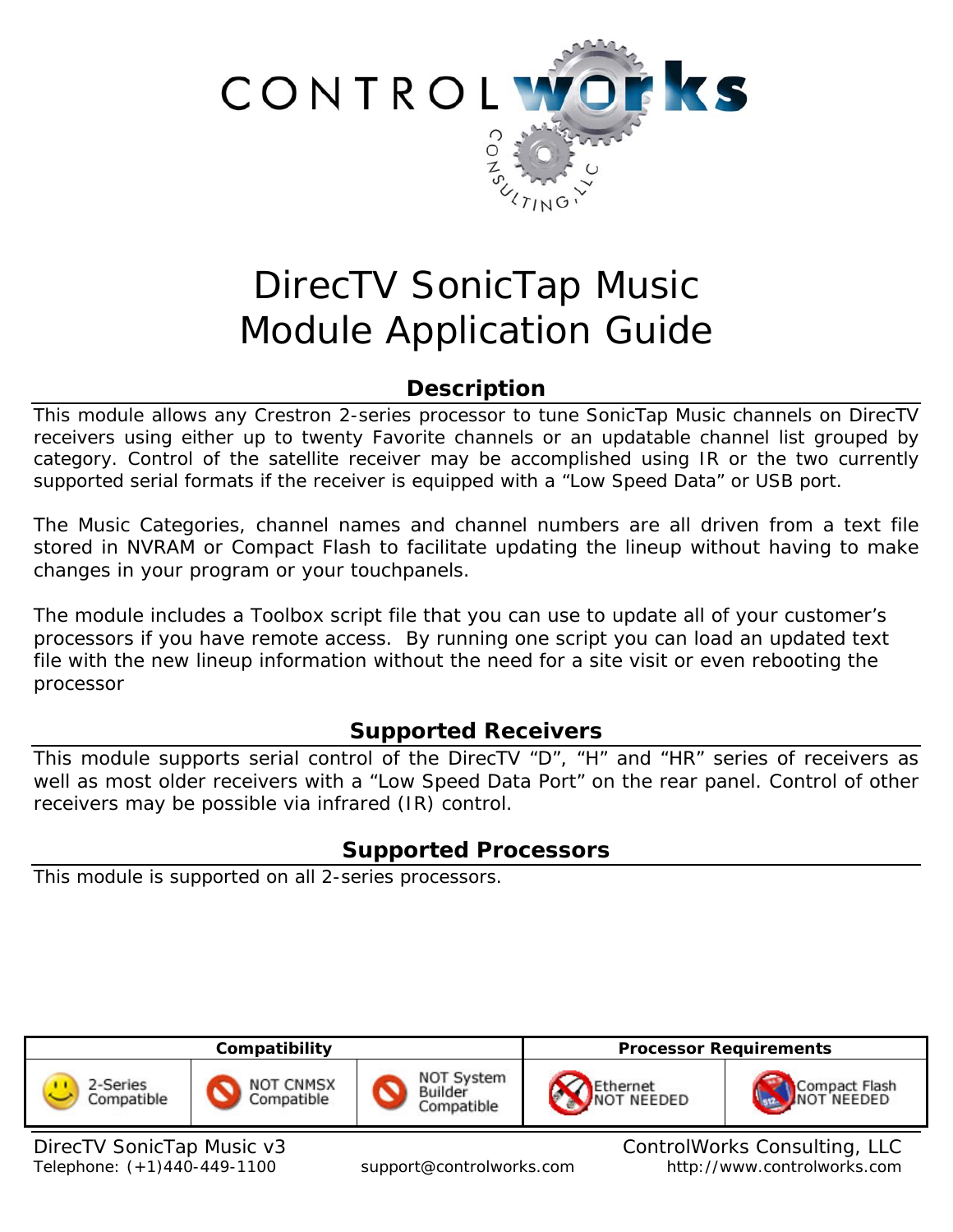# DirecTV SonicTap Music Module Application Guide

## Description

This module allows any Crestron 2-series processor to tune SonicTap Music channels on DirecTV receivers using either up to twenty Favorite channels or an updatable channel list grouped by category. Control of the satellite receiver may be accomplished using IR or the two currently supported serial formats if the receiver is equipped with a "Low Speed Data" or USB port.

The Music Categories, channel names and channel numbers are all driven from a text file stored in NVRAM or Compact Flash to facilitate updating the lineup without having to make changes in your program or your touchpanels.

The module includes a Toolbox script file that you can use to update all of your customer's processors if you have remote access. By running one script you can load an updated text file with the new lineup information without the need for a site visit or even rebooting the processor

## Supported Receivers

This module supports serial control of the DirecTV "D", "H" and "HR" series of receivers as well as most older receivers with a "Low Speed Data Port" on the rear panel. Control of other receivers may be possible via infrared (IR) control.

## Supported Processors

This module is supported on all 2-series processors.

| Compatibility | | | Processor Requirements | |
|---|---|---|---|---|
| 2-Series Compatible | NOT CNMSX Compatible | NOT System Builder Compatible | Ethernet NOT NEEDED | Compact Flash NOT NEEDED |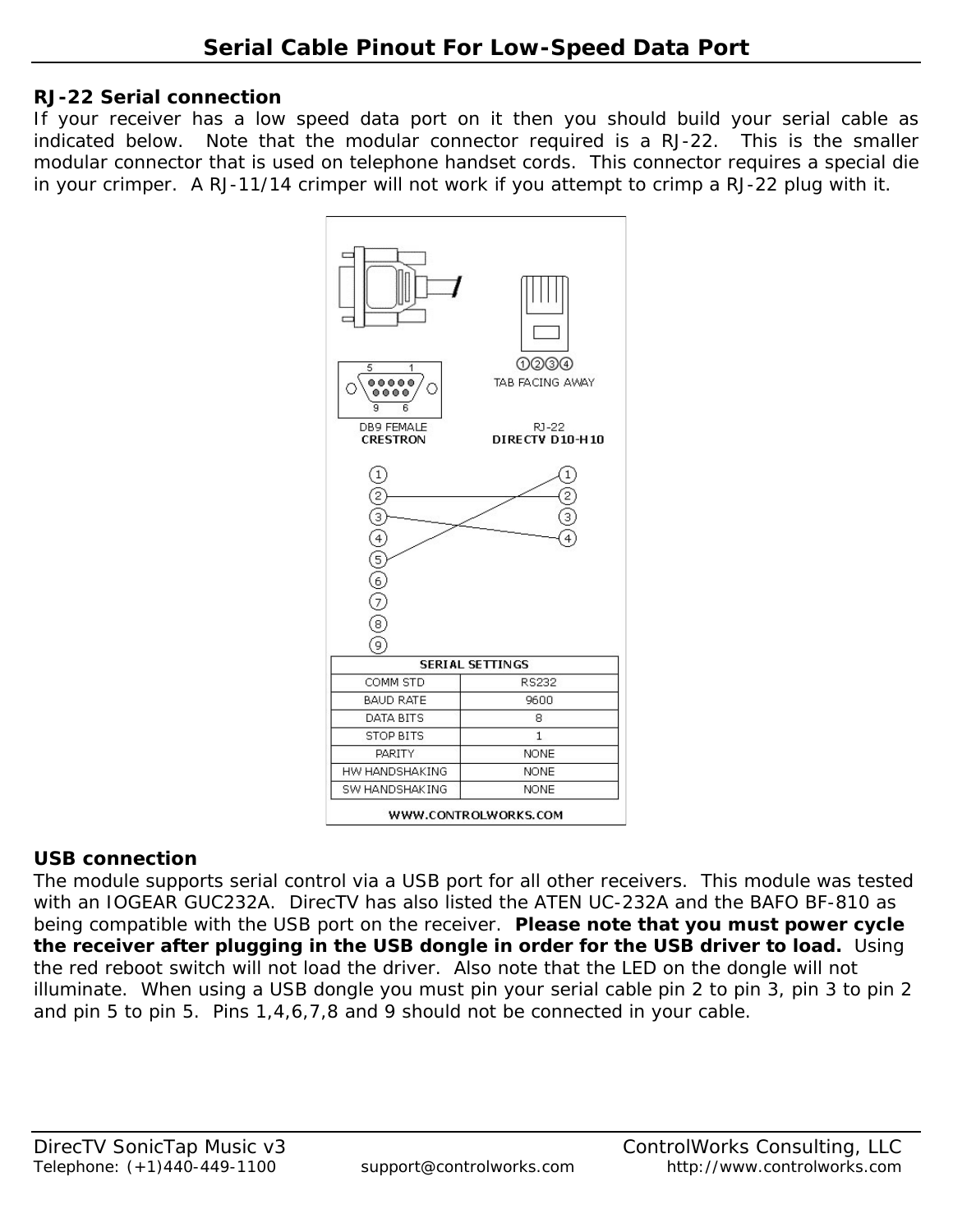# Serial Cable Pinout For Low-Speed Data Port

## RJ-22 Serial connection

If your receiver has a low speed data port on it then you should build your serial cable as indicated below. Note that the modular connector required is a RJ-22. This is the smaller modular connector that is used on telephone handset cords. This connector requires a special die in your crimper. A RJ-11/14 crimper will not work if you attempt to crimp a RJ-22 plug with it.

DB9 FEMALE
CRESTRON

RJ-22
DIRECTV D10-H10

①②③④
TAB FACING AWAY

| SERIAL SETTINGS | |
|---|---|
| COMM STD | RS232 |
| BAUD RATE | 9600 |
| DATA BITS | 8 |
| STOP BITS | 1 |
| PARITY | NONE |
| HW HANDSHAKING | NONE |
| SW HANDSHAKING | NONE |

WWW.CONTROLWORKS.COM

## USB connection

The module supports serial control via a USB port for all other receivers. This module was tested with an IOGEAR GUC232A. DirecTV has also listed the ATEN UC-232A and the BAFO BF-810 as being compatible with the USB port on the receiver. **Please note that you must power cycle the receiver after plugging in the USB dongle in order for the USB driver to load.** Using the red reboot switch will not load the driver. Also note that the LED on the dongle will not illuminate. When using a USB dongle you must pin your serial cable pin 2 to pin 3, pin 3 to pin 2 and pin 5 to pin 5. Pins 1,4,6,7,8 and 9 should not be connected in your cable.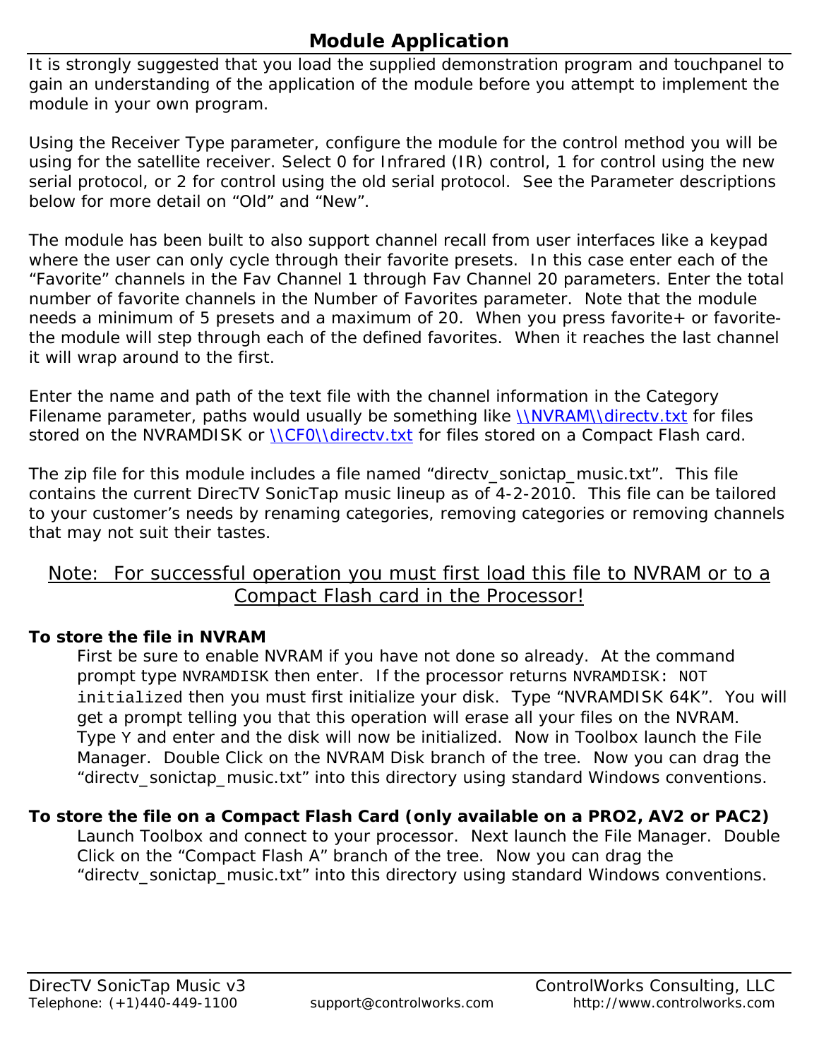## Module Application

It is strongly suggested that you load the supplied demonstration program and touchpanel to gain an understanding of the application of the module before you attempt to implement the module in your own program.

Using the Receiver Type parameter, configure the module for the control method you will be using for the satellite receiver. Select 0 for Infrared (IR) control, 1 for control using the new serial protocol, or 2 for control using the old serial protocol. See the Parameter descriptions below for more detail on "Old" and "New".

The module has been built to also support channel recall from user interfaces like a keypad where the user can only cycle through their favorite presets. In this case enter each of the "Favorite" channels in the Fav Channel 1 through Fav Channel 20 parameters. Enter the total number of favorite channels in the Number of Favorites parameter. Note that the module needs a minimum of 5 presets and a maximum of 20. When you press favorite+ or favorite- the module will step through each of the defined favorites. When it reaches the last channel it will wrap around to the first.

Enter the name and path of the text file with the channel information in the Category Filename parameter, paths would usually be something like \\NVRAM\\directv.txt for files stored on the NVRAMDISK or \\CF0\\directv.txt for files stored on a Compact Flash card.

The zip file for this module includes a file named "directv_sonictap_music.txt". This file contains the current DirecTV SonicTap music lineup as of 4-2-2010. This file can be tailored to your customer's needs by renaming categories, removing categories or removing channels that may not suit their tastes.

<u>Note: For successful operation you must first load this file to NVRAM or to a Compact Flash card in the Processor!</u>

**To store the file in NVRAM**

First be sure to enable NVRAM if you have not done so already. At the command prompt type `NVRAMDISK` then enter. If the processor returns `NVRAMDISK: NOT initialized` then you must first initialize your disk. Type "NVRAMDISK 64K". You will get a prompt telling you that this operation will erase all your files on the NVRAM. Type `Y` and enter and the disk will now be initialized. Now in Toolbox launch the File Manager. Double Click on the NVRAM Disk branch of the tree. Now you can drag the "directv_sonictap_music.txt" into this directory using standard Windows conventions.

**To store the file on a Compact Flash Card (only available on a PRO2, AV2 or PAC2)**

Launch Toolbox and connect to your processor. Next launch the File Manager. Double Click on the "Compact Flash A" branch of the tree. Now you can drag the "directv_sonictap_music.txt" into this directory using standard Windows conventions.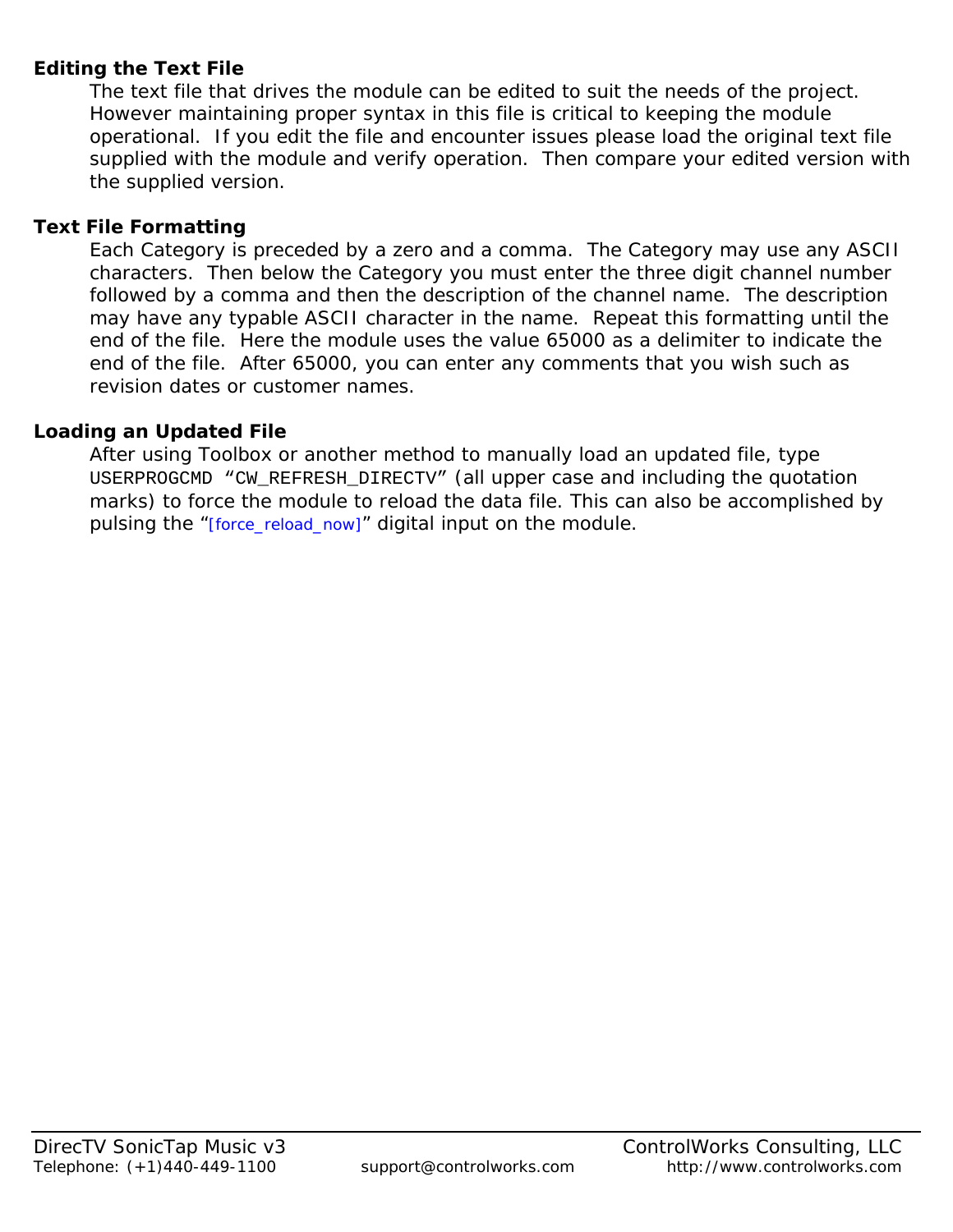## Editing the Text File

The text file that drives the module can be edited to suit the needs of the project. However maintaining proper syntax in this file is critical to keeping the module operational. If you edit the file and encounter issues please load the original text file supplied with the module and verify operation. Then compare your edited version with the supplied version.

## Text File Formatting

Each Category is preceded by a zero and a comma. The Category may use any ASCII characters. Then below the Category you must enter the three digit channel number followed by a comma and then the description of the channel name. The description may have any typable ASCII character in the name. Repeat this formatting until the end of the file. Here the module uses the value 65000 as a delimiter to indicate the end of the file. After 65000, you can enter any comments that you wish such as revision dates or customer names.

## Loading an Updated File

After using Toolbox or another method to manually load an updated file, type `USERPROGCMD “CW_REFRESH_DIRECTV”` (all upper case and including the quotation marks) to force the module to reload the data file. This can also be accomplished by pulsing the “[force_reload_now]” digital input on the module.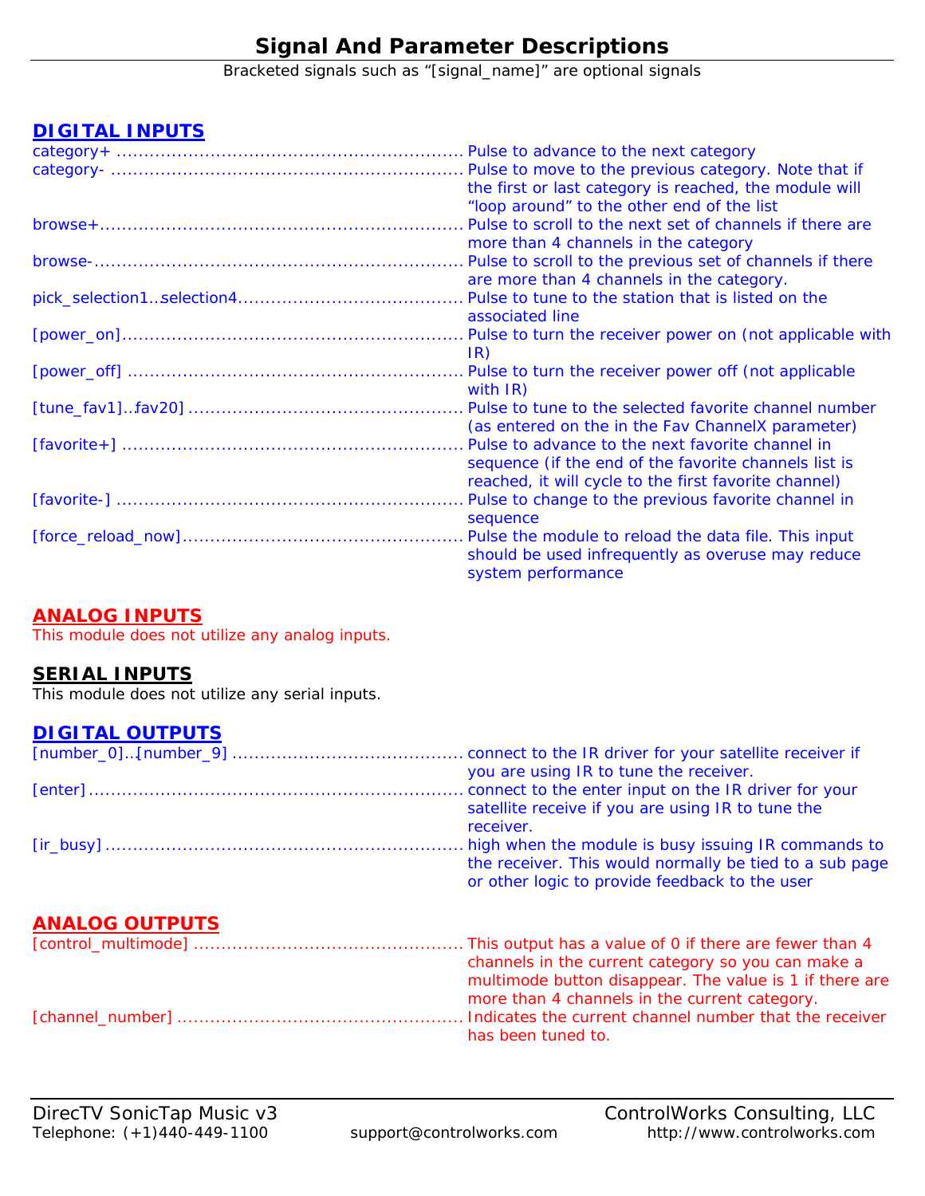# Signal And Parameter Descriptions

Bracketed signals such as "[signal_name]" are optional signals

## DIGITAL INPUTS

category+ ............................................................... Pulse to advance to the next category

category- ............................................................... Pulse to move to the previous category. Note that if the first or last category is reached, the module will "loop around" to the other end of the list

browse+................................................................. Pulse to scroll to the next set of channels if there are more than 4 channels in the category

browse-.................................................................. Pulse to scroll to the previous set of channels if there are more than 4 channels in the category.

pick_selection1…selection4........................................ Pulse to tune to the station that is listed on the associated line

[power_on].............................................................. Pulse to turn the receiver power on (not applicable with IR)

[power_off] ............................................................. Pulse to turn the receiver power off (not applicable with IR)

[tune_fav1]…fav20] .................................................. Pulse to tune to the selected favorite channel number (as entered on the in the Fav ChannelX parameter)

[favorite+] .............................................................. Pulse to advance to the next favorite channel in sequence (if the end of the favorite channels list is reached, it will cycle to the first favorite channel)

[favorite-] ............................................................... Pulse to change to the previous favorite channel in sequence

[force_reload_now]................................................... Pulse the module to reload the data file. This input should be used infrequently as overuse may reduce system performance

## ANALOG INPUTS

This module does not utilize any analog inputs.

## SERIAL INPUTS

This module does not utilize any serial inputs.

## DIGITAL OUTPUTS

[number_0]…[number_9] .......................................... connect to the IR driver for your satellite receiver if you are using IR to tune the receiver.

[enter].................................................................... connect to the enter input on the IR driver for your satellite receive if you are using IR to tune the receiver.

[ir_busy] ................................................................. high when the module is busy issuing IR commands to the receiver. This would normally be tied to a sub page or other logic to provide feedback to the user

## ANALOG OUTPUTS

[control_multimode] ................................................. This output has a value of 0 if there are fewer than 4 channels in the current category so you can make a multimode button disappear. The value is 1 if there are more than 4 channels in the current category.

[channel_number] .................................................... Indicates the current channel number that the receiver has been tuned to.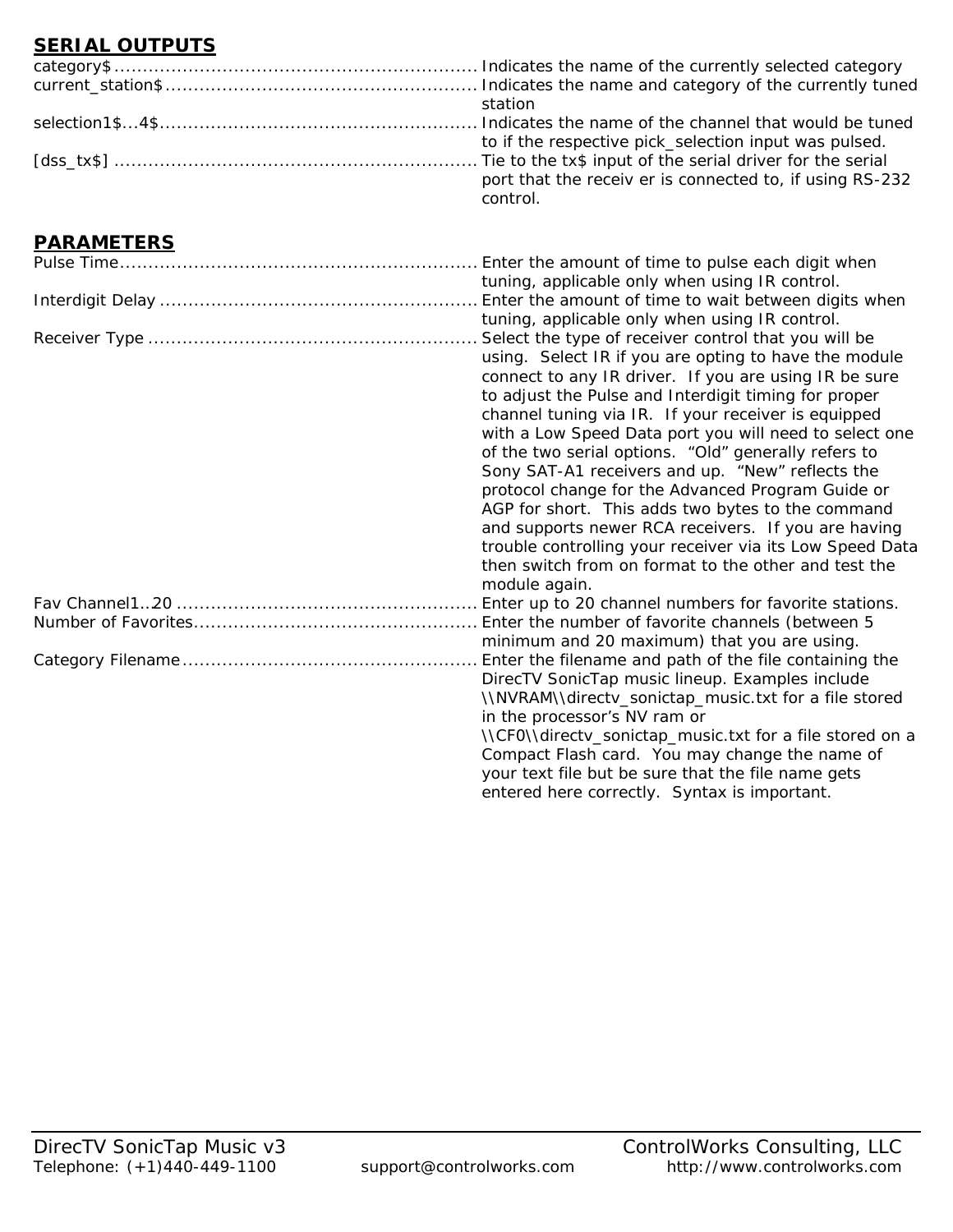## SERIAL OUTPUTS

category$ ............................................................... Indicates the name of the currently selected category

current_station$ ..................................................... Indicates the name and category of the currently tuned station

selection1$...4$ ....................................................... Indicates the name of the channel that would be tuned to if the respective pick_selection input was pulsed.

[dss_tx$] ............................................................... Tie to the tx$ input of the serial driver for the serial port that the receiv er is connected to, if using RS-232 control.

## PARAMETERS

Pulse Time.............................................................. Enter the amount of time to pulse each digit when tuning, applicable only when using IR control.

Interdigit Delay ....................................................... Enter the amount of time to wait between digits when tuning, applicable only when using IR control.

Receiver Type ......................................................... Select the type of receiver control that you will be using. Select IR if you are opting to have the module connect to any IR driver. If you are using IR be sure to adjust the Pulse and Interdigit timing for proper channel tuning via IR. If your receiver is equipped with a Low Speed Data port you will need to select one of the two serial options. “Old” generally refers to Sony SAT-A1 receivers and up. “New” reflects the protocol change for the Advanced Program Guide or AGP for short. This adds two bytes to the command and supports newer RCA receivers. If you are having trouble controlling your receiver via its Low Speed Data then switch from on format to the other and test the module again.

Fav Channel1..20 .................................................... Enter up to 20 channel numbers for favorite stations.

Number of Favorites................................................. Enter the number of favorite channels (between 5 minimum and 20 maximum) that you are using.

Category Filename................................................... Enter the filename and path of the file containing the DirecTV SonicTap music lineup. Examples include \\NVRAM\\directv_sonictap_music.txt for a file stored in the processor’s NV ram or \\CF0\\directv_sonictap_music.txt for a file stored on a Compact Flash card. You may change the name of your text file but be sure that the file name gets entered here correctly. Syntax is important.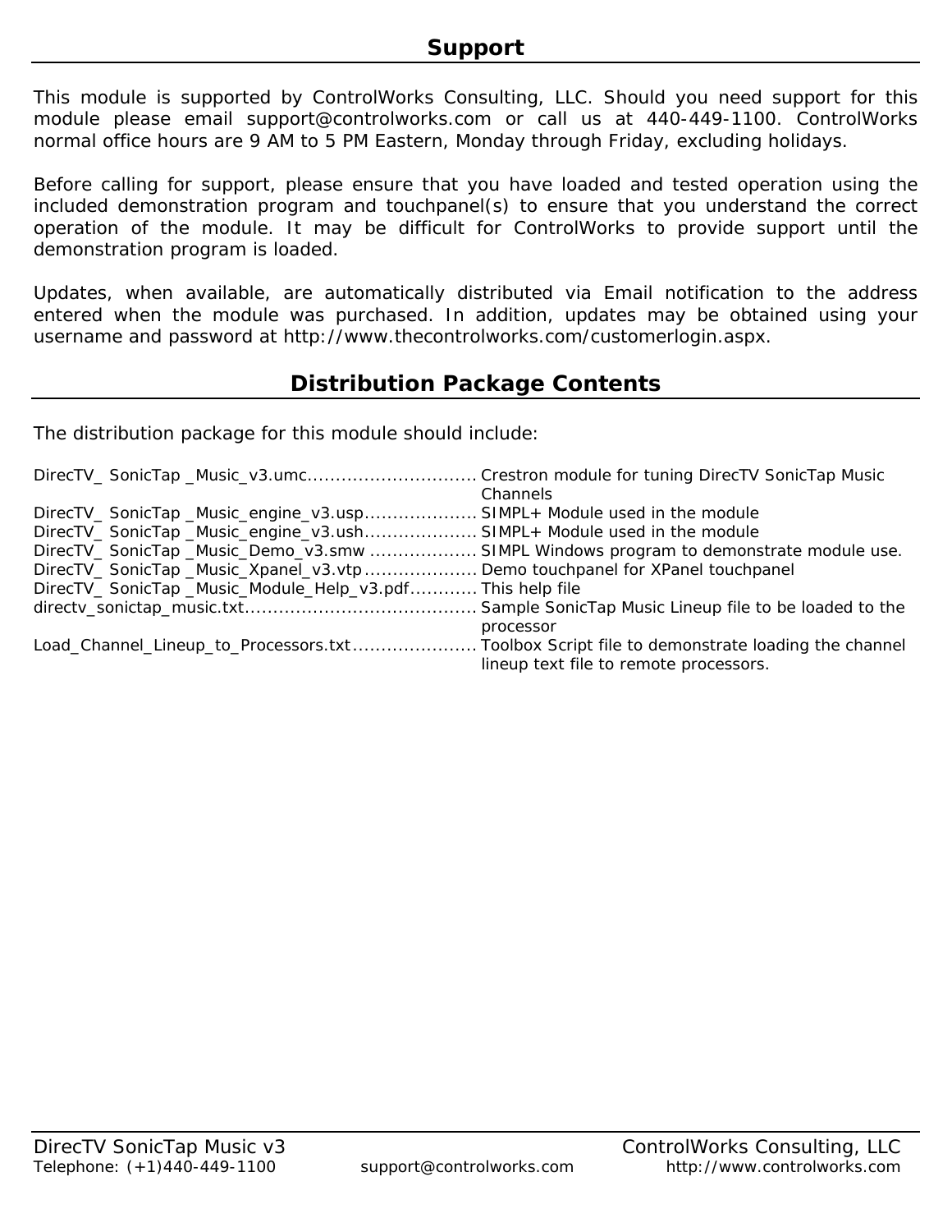## Support

This module is supported by ControlWorks Consulting, LLC. Should you need support for this module please email support@controlworks.com or call us at 440-449-1100. ControlWorks normal office hours are 9 AM to 5 PM Eastern, Monday through Friday, excluding holidays.

Before calling for support, please ensure that you have loaded and tested operation using the included demonstration program and touchpanel(s) to ensure that you understand the correct operation of the module. It may be difficult for ControlWorks to provide support until the demonstration program is loaded.

Updates, when available, are automatically distributed via Email notification to the address entered when the module was purchased. In addition, updates may be obtained using your username and password at http://www.thecontrolworks.com/customerlogin.aspx.

## Distribution Package Contents

The distribution package for this module should include:

| File | Description |
|---|---|
| DirecTV_ SonicTap _Music_v3.umc | Crestron module for tuning DirecTV SonicTap Music Channels |
| DirecTV_ SonicTap _Music_engine_v3.usp | SIMPL+ Module used in the module |
| DirecTV_ SonicTap _Music_engine_v3.ush | SIMPL+ Module used in the module |
| DirecTV_ SonicTap _Music_Demo_v3.smw | SIMPL Windows program to demonstrate module use. |
| DirecTV_ SonicTap _Music_Xpanel_v3.vtp | Demo touchpanel for XPanel touchpanel |
| DirecTV_ SonicTap _Music_Module_Help_v3.pdf | This help file |
| directv_sonictap_music.txt | Sample SonicTap Music Lineup file to be loaded to the processor |
| Load_Channel_Lineup_to_Processors.txt | Toolbox Script file to demonstrate loading the channel lineup text file to remote processors. |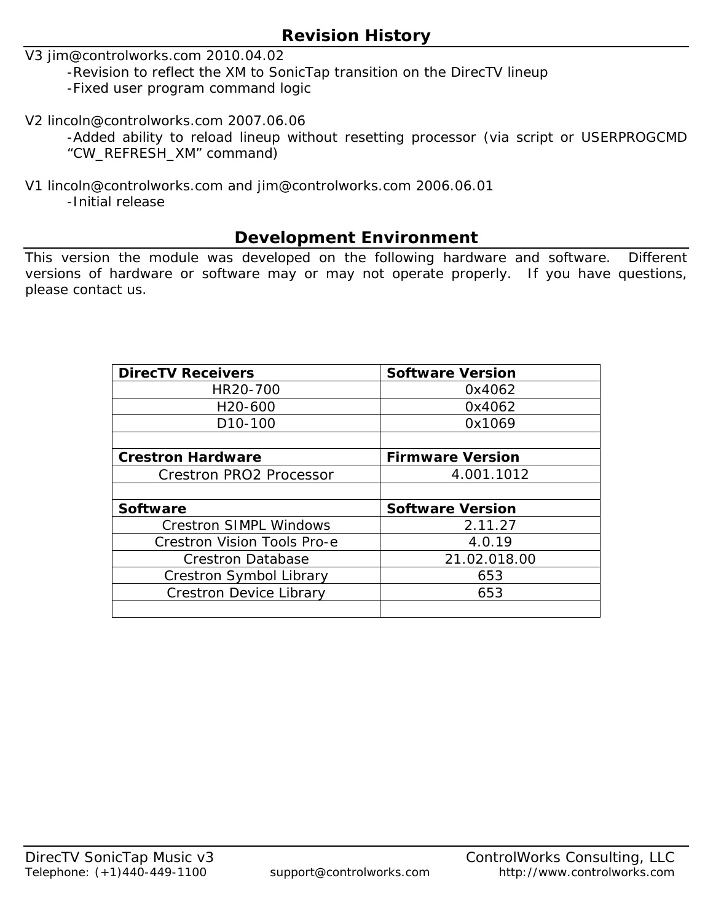## Revision History

V3 jim@controlworks.com 2010.04.02

- -Revision to reflect the XM to SonicTap transition on the DirecTV lineup
- -Fixed user program command logic

V2 lincoln@controlworks.com 2007.06.06

- -Added ability to reload lineup without resetting processor (via script or USERPROGCMD "CW_REFRESH_XM" command)

V1 lincoln@controlworks.com and jim@controlworks.com 2006.06.01

- -Initial release

## Development Environment

This version the module was developed on the following hardware and software. Different versions of hardware or software may or may not operate properly. If you have questions, please contact us.

| **DirecTV Receivers** | **Software Version** |
|---|---|
| HR20-700 | 0x4062 |
| H20-600 | 0x4062 |
| D10-100 | 0x1069 |
| | |
| **Crestron Hardware** | **Firmware Version** |
| Crestron PRO2 Processor | 4.001.1012 |
| | |
| **Software** | **Software Version** |
| Crestron SIMPL Windows | 2.11.27 |
| Crestron Vision Tools Pro-e | 4.0.19 |
| Crestron Database | 21.02.018.00 |
| Crestron Symbol Library | 653 |
| Crestron Device Library | 653 |
| | |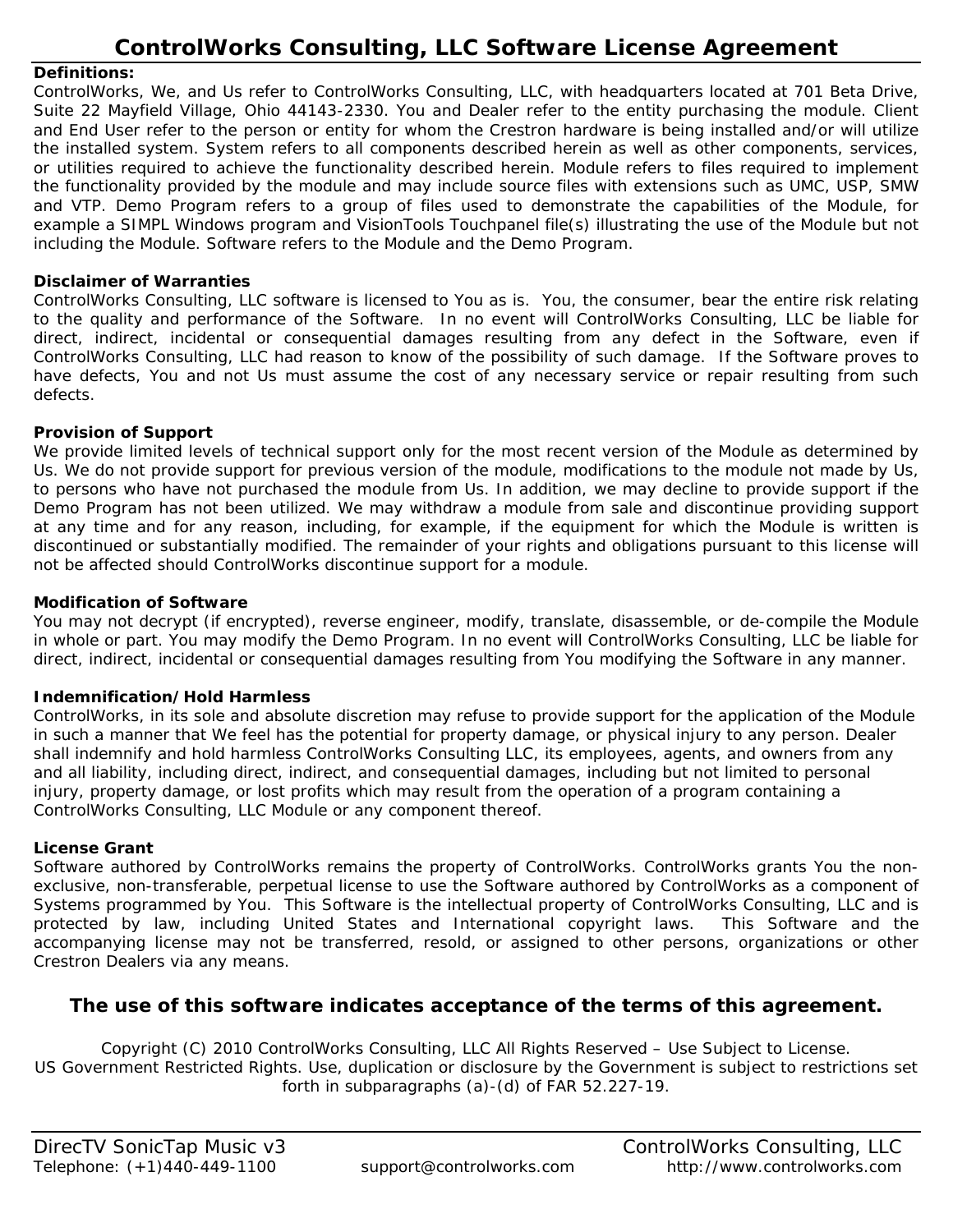# ControlWorks Consulting, LLC Software License Agreement

**Definitions:**

ControlWorks, We, and Us refer to ControlWorks Consulting, LLC, with headquarters located at 701 Beta Drive, Suite 22 Mayfield Village, Ohio 44143-2330. You and Dealer refer to the entity purchasing the module. Client and End User refer to the person or entity for whom the Crestron hardware is being installed and/or will utilize the installed system. System refers to all components described herein as well as other components, services, or utilities required to achieve the functionality described herein. Module refers to files required to implement the functionality provided by the module and may include source files with extensions such as UMC, USP, SMW and VTP. Demo Program refers to a group of files used to demonstrate the capabilities of the Module, for example a SIMPL Windows program and VisionTools Touchpanel file(s) illustrating the use of the Module but not including the Module. Software refers to the Module and the Demo Program.

**Disclaimer of Warranties**

ControlWorks Consulting, LLC software is licensed to You as is. You, the consumer, bear the entire risk relating to the quality and performance of the Software. In no event will ControlWorks Consulting, LLC be liable for direct, indirect, incidental or consequential damages resulting from any defect in the Software, even if ControlWorks Consulting, LLC had reason to know of the possibility of such damage. If the Software proves to have defects, You and not Us must assume the cost of any necessary service or repair resulting from such defects.

**Provision of Support**

We provide limited levels of technical support only for the most recent version of the Module as determined by Us. We do not provide support for previous version of the module, modifications to the module not made by Us, to persons who have not purchased the module from Us. In addition, we may decline to provide support if the Demo Program has not been utilized. We may withdraw a module from sale and discontinue providing support at any time and for any reason, including, for example, if the equipment for which the Module is written is discontinued or substantially modified. The remainder of your rights and obligations pursuant to this license will not be affected should ControlWorks discontinue support for a module.

**Modification of Software**

You may not decrypt (if encrypted), reverse engineer, modify, translate, disassemble, or de-compile the Module in whole or part. You may modify the Demo Program. In no event will ControlWorks Consulting, LLC be liable for direct, indirect, incidental or consequential damages resulting from You modifying the Software in any manner.

**Indemnification/Hold Harmless**

ControlWorks, in its sole and absolute discretion may refuse to provide support for the application of the Module in such a manner that We feel has the potential for property damage, or physical injury to any person. Dealer shall indemnify and hold harmless ControlWorks Consulting LLC, its employees, agents, and owners from any and all liability, including direct, indirect, and consequential damages, including but not limited to personal injury, property damage, or lost profits which may result from the operation of a program containing a ControlWorks Consulting, LLC Module or any component thereof.

**License Grant**

Software authored by ControlWorks remains the property of ControlWorks. ControlWorks grants You the non-exclusive, non-transferable, perpetual license to use the Software authored by ControlWorks as a component of Systems programmed by You. This Software is the intellectual property of ControlWorks Consulting, LLC and is protected by law, including United States and International copyright laws. This Software and the accompanying license may not be transferred, resold, or assigned to other persons, organizations or other Crestron Dealers via any means.

**The use of this software indicates acceptance of the terms of this agreement.**

Copyright (C) 2010 ControlWorks Consulting, LLC All Rights Reserved – Use Subject to License.
US Government Restricted Rights. Use, duplication or disclosure by the Government is subject to restrictions set forth in subparagraphs (a)-(d) of FAR 52.227-19.